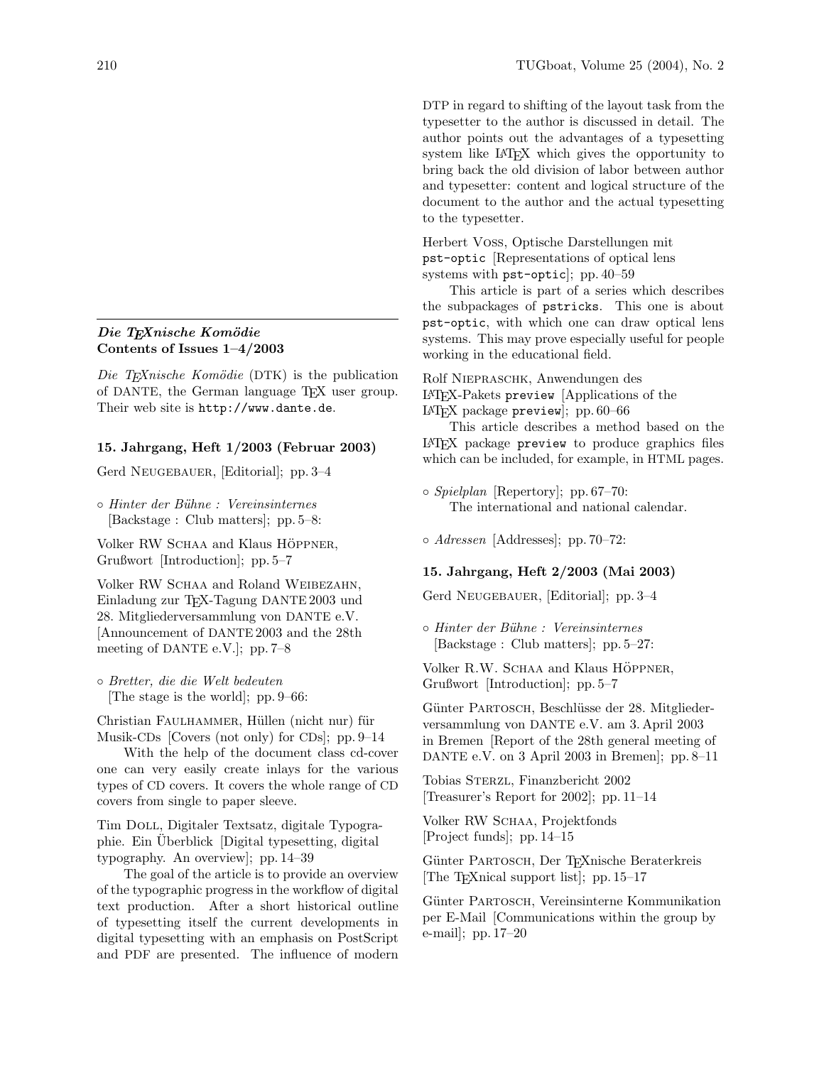## *Die TEXnische Komödie* Contents of Issues 1–4/2003

*Die TEXnische Komödie* (DTK) is the publication of DANTE, the German language TEX user group. Their web site is `http://www.dante.de`.

### 15. Jahrgang, Heft 1/2003 (Februar 2003)

Gerd Neugebauer, [Editorial]; pp. 3–4

◦ *Hinter der Bühne : Vereinsinternes* [Backstage : Club matters]; pp. 5–8:

Volker RW Schaa and Klaus Höppner, Grußwort [Introduction]; pp. 5–7

Volker RW Schaa and Roland Weibezahn, Einladung zur TEX-Tagung DANTE 2003 und 28. Mitgliederversammlung von DANTE e.V. [Announcement of DANTE 2003 and the 28th meeting of DANTE e.V.]; pp. 7–8

◦ *Bretter, die die Welt bedeuten* [The stage is the world]; pp. 9–66:

Christian Faulhammer, Hüllen (nicht nur) für Musik-CDs [Covers (not only) for CDs]; pp. 9–14

With the help of the document class cd-cover one can very easily create inlays for the various types of CD covers. It covers the whole range of CD covers from single to paper sleeve.

Tim Doll, Digitaler Textsatz, digitale Typographie. Ein Überblick [Digital typesetting, digital typography. An overview]; pp. 14–39

The goal of the article is to provide an overview of the typographic progress in the workflow of digital text production. After a short historical outline of typesetting itself the current developments in digital typesetting with an emphasis on PostScript and PDF are presented. The influence of modern DTP in regard to shifting of the layout task from the typesetter to the author is discussed in detail. The author points out the advantages of a typesetting system like LATEX which gives the opportunity to bring back the old division of labor between author and typesetter: content and logical structure of the document to the author and the actual typesetting to the typesetter.

Herbert Voss, Optische Darstellungen mit `pst-optic` [Representations of optical lens systems with `pst-optic`]; pp. 40–59

This article is part of a series which describes the subpackages of `pstricks`. This one is about `pst-optic`, with which one can draw optical lens systems. This may prove especially useful for people working in the educational field.

Rolf Niepraschk, Anwendungen des LATEX-Pakets `preview` [Applications of the LATEX package `preview`]; pp. 60–66

This article describes a method based on the LATEX package `preview` to produce graphics files which can be included, for example, in HTML pages.

◦ *Spielplan* [Repertory]; pp. 67–70:
The international and national calendar.

◦ *Adressen* [Addresses]; pp. 70–72:

### 15. Jahrgang, Heft 2/2003 (Mai 2003)

Gerd Neugebauer, [Editorial]; pp. 3–4

◦ *Hinter der Bühne : Vereinsinternes* [Backstage : Club matters]; pp. 5–27:

Volker R.W. Schaa and Klaus Höppner, Grußwort [Introduction]; pp. 5–7

Günter Partosch, Beschlüsse der 28. Mitgliederversammlung von DANTE e.V. am 3. April 2003 in Bremen [Report of the 28th general meeting of DANTE e.V. on 3 April 2003 in Bremen]; pp. 8–11

Tobias Sterzl, Finanzbericht 2002 [Treasurer's Report for 2002]; pp. 11–14

Volker RW Schaa, Projektfonds [Project funds]; pp. 14–15

Günter Partosch, Der TEXnische Beraterkreis [The TEXnical support list]; pp. 15–17

Günter Partosch, Vereinsinterne Kommunikation per E-Mail [Communications within the group by e-mail]; pp. 17–20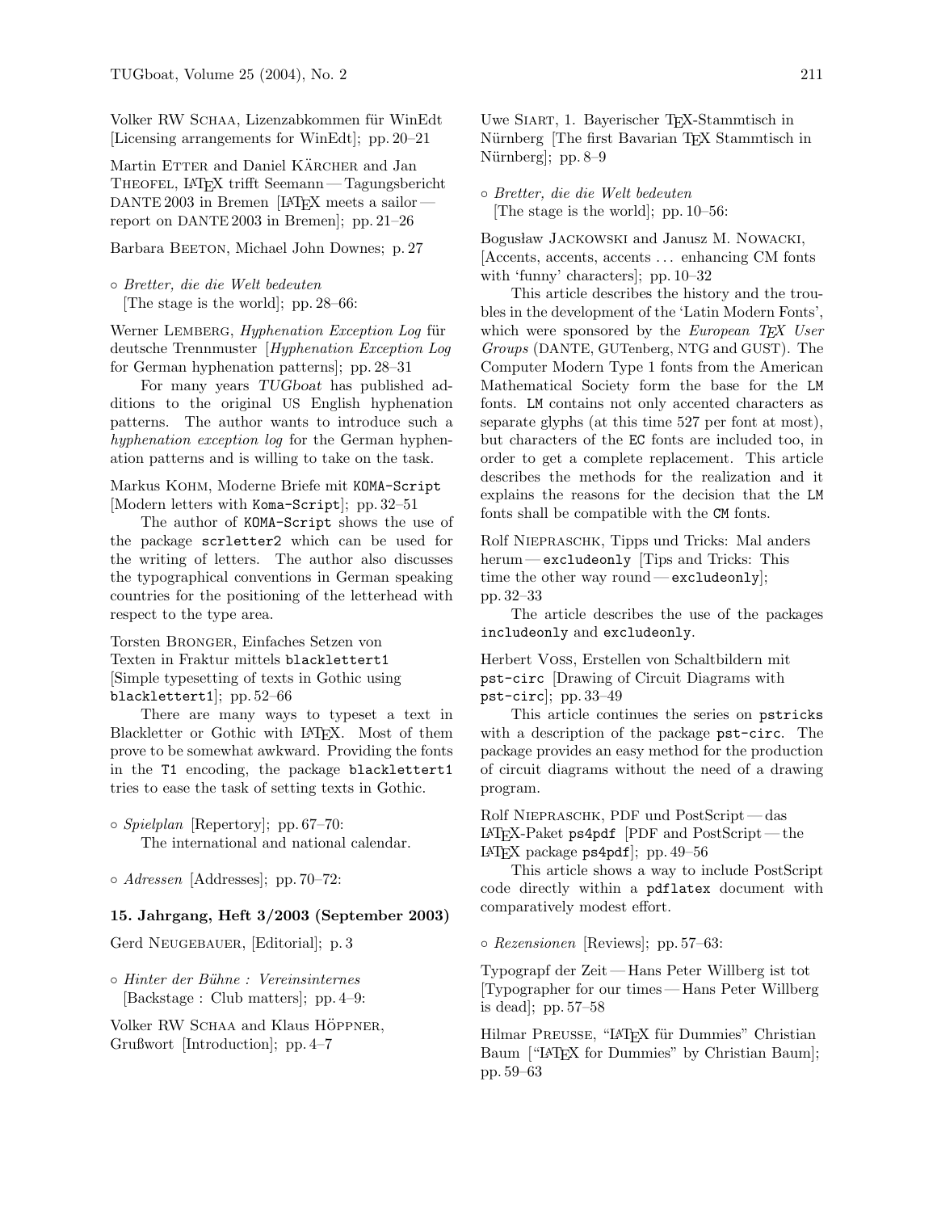Volker RW Schaa, Lizenzabkommen für WinEdt [Licensing arrangements for WinEdt]; pp. 20–21

Martin Etter and Daniel Kärcher and Jan Theofel, LaTeX trifft Seemann — Tagungsbericht DANTE 2003 in Bremen [LaTeX meets a sailor — report on DANTE 2003 in Bremen]; pp. 21–26

Barbara Beeton, Michael John Downes; p. 27

◦ *Bretter, die die Welt bedeuten* [The stage is the world]; pp. 28–66:

Werner Lemberg, *Hyphenation Exception Log* für deutsche Trennmuster [*Hyphenation Exception Log* for German hyphenation patterns]; pp. 28–31

For many years *TUGboat* has published additions to the original US English hyphenation patterns. The author wants to introduce such a *hyphenation exception log* for the German hyphenation patterns and is willing to take on the task.

Markus Kohm, Moderne Briefe mit `KOMA-Script` [Modern letters with `Koma-Script`]; pp. 32–51

The author of `KOMA-Script` shows the use of the package `scrletter2` which can be used for the writing of letters. The author also discusses the typographical conventions in German speaking countries for the positioning of the letterhead with respect to the type area.

Torsten Bronger, Einfaches Setzen von Texten in Fraktur mittels `blacklettert1` [Simple typesetting of texts in Gothic using `blacklettert1`]; pp. 52–66

There are many ways to typeset a text in Blackletter or Gothic with LaTeX. Most of them prove to be somewhat awkward. Providing the fonts in the `T1` encoding, the package `blacklettert1` tries to ease the task of setting texts in Gothic.

◦ *Spielplan* [Repertory]; pp. 67–70:
The international and national calendar.

◦ *Adressen* [Addresses]; pp. 70–72:

**15. Jahrgang, Heft 3/2003 (September 2003)**

Gerd Neugebauer, [Editorial]; p. 3

◦ *Hinter der Bühne : Vereinsinternes* [Backstage : Club matters]; pp. 4–9:

Volker RW Schaa and Klaus Höppner, Grußwort [Introduction]; pp. 4–7

Uwe Siart, 1. Bayerischer TeX-Stammtisch in Nürnberg [The first Bavarian TeX Stammtisch in Nürnberg]; pp. 8–9

◦ *Bretter, die die Welt bedeuten* [The stage is the world]; pp. 10–56:

Bogusław Jackowski and Janusz M. Nowacki, [Accents, accents, accents ... enhancing CM fonts with 'funny' characters]; pp. 10–32

This article describes the history and the troubles in the development of the 'Latin Modern Fonts', which were sponsored by the *European TeX User Groups* (DANTE, GUTenberg, NTG and GUST). The Computer Modern Type 1 fonts from the American Mathematical Society form the base for the `LM` fonts. `LM` contains not only accented characters as separate glyphs (at this time 527 per font at most), but characters of the `EC` fonts are included too, in order to get a complete replacement. This article describes the methods for the realization and it explains the reasons for the decision that the `LM` fonts shall be compatible with the `CM` fonts.

Rolf Niepraschk, Tipps und Tricks: Mal anders herum — `excludeonly` [Tips and Tricks: This time the other way round — `excludeonly`]; pp. 32–33

The article describes the use of the packages `includeonly` and `excludeonly`.

Herbert Voss, Erstellen von Schaltbildern mit `pst-circ` [Drawing of Circuit Diagrams with `pst-circ`]; pp. 33–49

This article continues the series on `pstricks` with a description of the package `pst-circ`. The package provides an easy method for the production of circuit diagrams without the need of a drawing program.

Rolf Niepraschk, PDF und PostScript — das LaTeX-Paket `ps4pdf` [PDF and PostScript — the LaTeX package `ps4pdf`]; pp. 49–56

This article shows a way to include PostScript code directly within a `pdflatex` document with comparatively modest effort.

◦ *Rezensionen* [Reviews]; pp. 57–63:

Typograpf der Zeit — Hans Peter Willberg ist tot [Typographer for our times — Hans Peter Willberg is dead]; pp. 57–58

Hilmar Preusse, "LaTeX für Dummies" Christian Baum ["LaTeX for Dummies" by Christian Baum]; pp. 59–63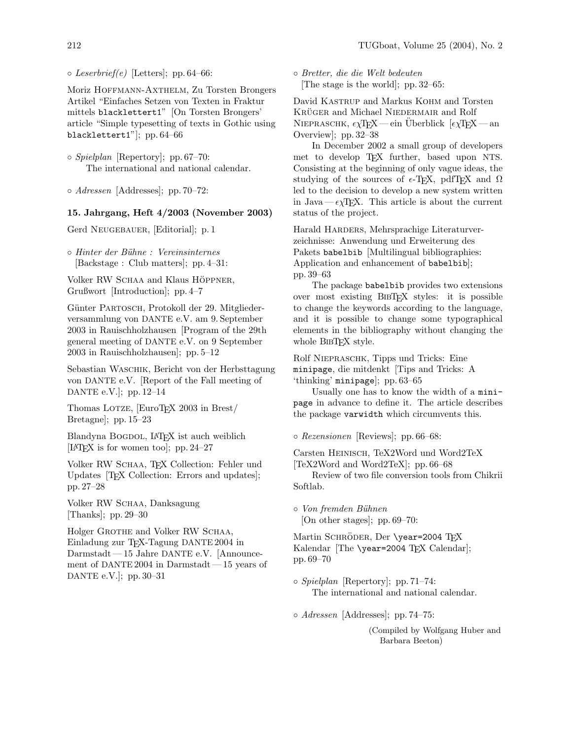∘ *Leserbrief(e)* [Letters]; pp. 64–66:

Moriz Hoffmann-Axthelm, Zu Torsten Brongers Artikel "Einfaches Setzen von Texten in Fraktur mittels `blacklettert1`" [On Torsten Brongers' article "Simple typesetting of texts in Gothic using `blacklettert1`"]; pp. 64–66

∘ *Spielplan* [Repertory]; pp. 67–70:
The international and national calendar.

∘ *Adressen* [Addresses]; pp. 70–72:

**15. Jahrgang, Heft 4/2003 (November 2003)**

Gerd Neugebauer, [Editorial]; p. 1

∘ *Hinter der Bühne : Vereinsinternes* [Backstage : Club matters]; pp. 4–31:

Volker RW Schaa and Klaus Höppner, Grußwort [Introduction]; pp. 4–7

Günter Partosch, Protokoll der 29. Mitgliederversammlung von DANTE e.V. am 9. September 2003 in Rauischholzhausen [Program of the 29th general meeting of DANTE e.V. on 9 September 2003 in Rauischholzhausen]; pp. 5–12

Sebastian Waschik, Bericht von der Herbsttagung von DANTE e.V. [Report of the Fall meeting of DANTE e.V.]; pp. 12–14

Thomas Lotze, [EuroTEX 2003 in Brest/Bretagne]; pp. 15–23

Blandyna Bogdol, LATEX ist auch weiblich [LATEX is for women too]; pp. 24–27

Volker RW Schaa, TEX Collection: Fehler und Updates [TEX Collection: Errors and updates]; pp. 27–28

Volker RW Schaa, Danksagung [Thanks]; pp. 29–30

Holger Grothe and Volker RW Schaa, Einladung zur TEX-Tagung DANTE 2004 in Darmstadt — 15 Jahre DANTE e.V. [Announcement of DANTE 2004 in Darmstadt — 15 years of DANTE e.V.]; pp. 30–31

∘ *Bretter, die die Welt bedeuten* [The stage is the world]; pp. 32–65:

David Kastrup and Markus Kohm and Torsten Krüger and Michael Niedermair and Rolf Niepraschk, $\epsilon\chi$TEX — ein Überblick [$\epsilon\chi$TEX — an Overview]; pp. 32–38

In December 2002 a small group of developers met to develop TEX further, based upon NTS. Consisting at the beginning of only vague ideas, the studying of the sources of $\epsilon$-TEX, pdfTEX and $\Omega$ led to the decision to develop a new system written in Java — $\epsilon\chi$TEX. This article is about the current status of the project.

Harald Harders, Mehrsprachige Literaturverzeichnisse: Anwendung und Erweiterung des Pakets `babelbib` [Multilingual bibliographies: Application and enhancement of `babelbib`]; pp. 39–63

The package `babelbib` provides two extensions over most existing BibTEX styles: it is possible to change the keywords according to the language, and it is possible to change some typographical elements in the bibliography without changing the whole BibTEX style.

Rolf Niepraschk, Tipps und Tricks: Eine `minipage`, die mitdenkt [Tips and Tricks: A 'thinking' `minipage`]; pp. 63–65

Usually one has to know the width of a `minipage` in advance to define it. The article describes the package `varwidth` which circumvents this.

∘ *Rezensionen* [Reviews]; pp. 66–68:

Carsten Heinisch, TeX2Word und Word2TeX [TeX2Word and Word2TeX]; pp. 66–68

Review of two file conversion tools from Chikrii Softlab.

∘ *Von fremden Bühnen* [On other stages]; pp. 69–70:

Martin Schröder, Der `\year=2004` TEX Kalendar [The `\year=2004` TEX Calendar]; pp. 69–70

∘ *Spielplan* [Repertory]; pp. 71–74:
The international and national calendar.

∘ *Adressen* [Addresses]; pp. 74–75:

(Compiled by Wolfgang Huber and Barbara Beeton)